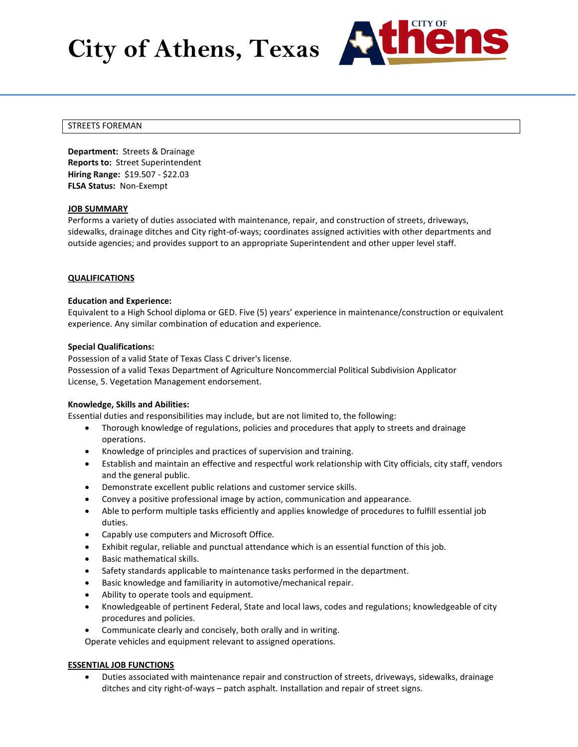# City of Athens, Texas

## STREETS FOREMAN

**Department:** Streets & Drainage
**Reports to:** Street Superintendent
**Hiring Range:** $19.507 - $22.03
**FLSA Status:** Non-Exempt

**JOB SUMMARY**

Performs a variety of duties associated with maintenance, repair, and construction of streets, driveways, sidewalks, drainage ditches and City right-of-ways; coordinates assigned activities with other departments and outside agencies; and provides support to an appropriate Superintendent and other upper level staff.

**QUALIFICATIONS**

**Education and Experience:**

Equivalent to a High School diploma or GED. Five (5) years' experience in maintenance/construction or equivalent experience. Any similar combination of education and experience.

**Special Qualifications:**

Possession of a valid State of Texas Class C driver's license.
Possession of a valid Texas Department of Agriculture Noncommercial Political Subdivision Applicator License, 5. Vegetation Management endorsement.

**Knowledge, Skills and Abilities:**

Essential duties and responsibilities may include, but are not limited to, the following:

- Thorough knowledge of regulations, policies and procedures that apply to streets and drainage operations.
- Knowledge of principles and practices of supervision and training.
- Establish and maintain an effective and respectful work relationship with City officials, city staff, vendors and the general public.
- Demonstrate excellent public relations and customer service skills.
- Convey a positive professional image by action, communication and appearance.
- Able to perform multiple tasks efficiently and applies knowledge of procedures to fulfill essential job duties.
- Capably use computers and Microsoft Office.
- Exhibit regular, reliable and punctual attendance which is an essential function of this job.
- Basic mathematical skills.
- Safety standards applicable to maintenance tasks performed in the department.
- Basic knowledge and familiarity in automotive/mechanical repair.
- Ability to operate tools and equipment.
- Knowledgeable of pertinent Federal, State and local laws, codes and regulations; knowledgeable of city procedures and policies.
- Communicate clearly and concisely, both orally and in writing.

Operate vehicles and equipment relevant to assigned operations.

**ESSENTIAL JOB FUNCTIONS**

- Duties associated with maintenance repair and construction of streets, driveways, sidewalks, drainage ditches and city right-of-ways – patch asphalt. Installation and repair of street signs.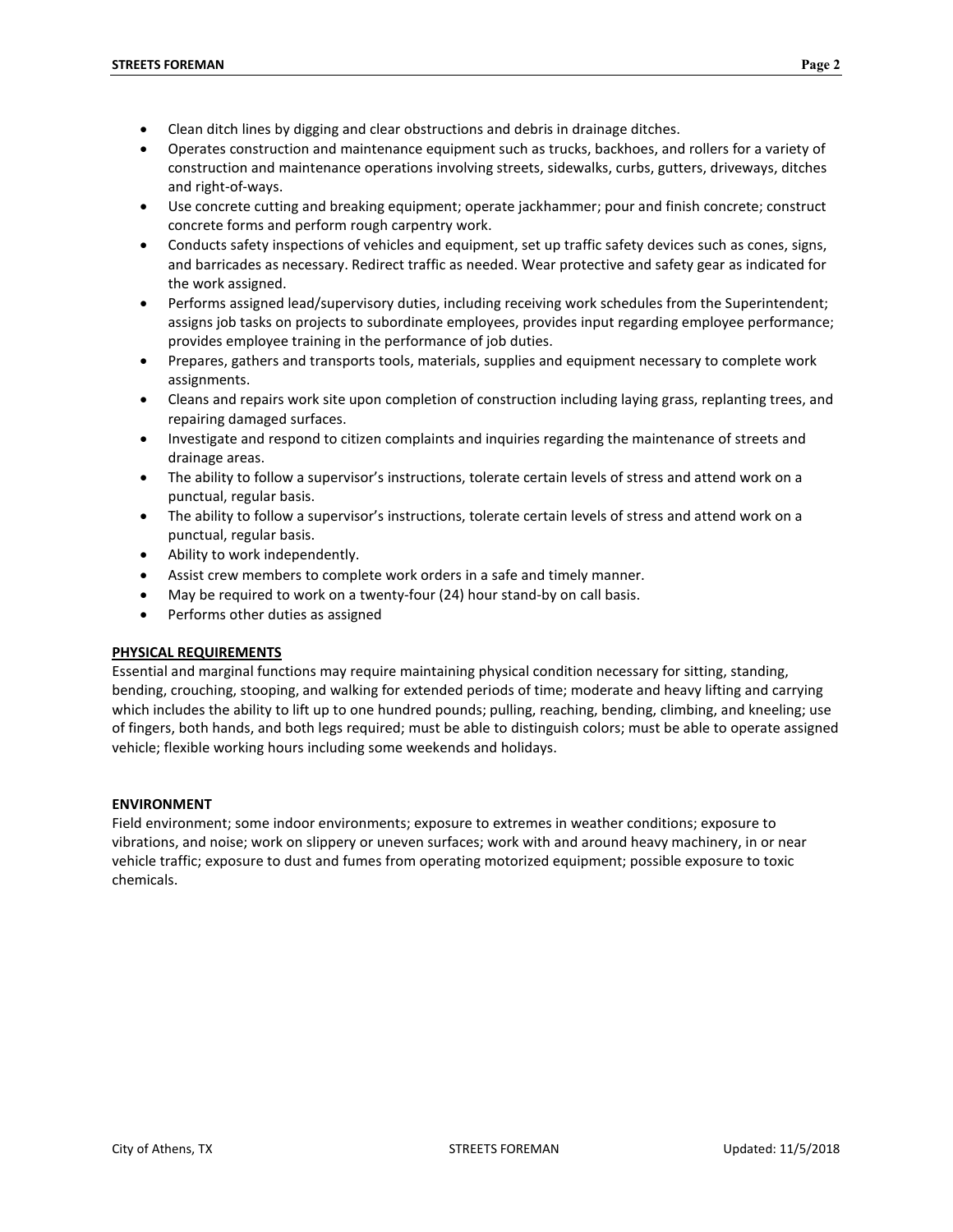- Clean ditch lines by digging and clear obstructions and debris in drainage ditches.
- Operates construction and maintenance equipment such as trucks, backhoes, and rollers for a variety of construction and maintenance operations involving streets, sidewalks, curbs, gutters, driveways, ditches and right-of-ways.
- Use concrete cutting and breaking equipment; operate jackhammer; pour and finish concrete; construct concrete forms and perform rough carpentry work.
- Conducts safety inspections of vehicles and equipment, set up traffic safety devices such as cones, signs, and barricades as necessary. Redirect traffic as needed. Wear protective and safety gear as indicated for the work assigned.
- Performs assigned lead/supervisory duties, including receiving work schedules from the Superintendent; assigns job tasks on projects to subordinate employees, provides input regarding employee performance; provides employee training in the performance of job duties.
- Prepares, gathers and transports tools, materials, supplies and equipment necessary to complete work assignments.
- Cleans and repairs work site upon completion of construction including laying grass, replanting trees, and repairing damaged surfaces.
- Investigate and respond to citizen complaints and inquiries regarding the maintenance of streets and drainage areas.
- The ability to follow a supervisor's instructions, tolerate certain levels of stress and attend work on a punctual, regular basis.
- The ability to follow a supervisor's instructions, tolerate certain levels of stress and attend work on a punctual, regular basis.
- Ability to work independently.
- Assist crew members to complete work orders in a safe and timely manner.
- May be required to work on a twenty-four (24) hour stand-by on call basis.
- Performs other duties as assigned

**PHYSICAL REQUIREMENTS**

Essential and marginal functions may require maintaining physical condition necessary for sitting, standing, bending, crouching, stooping, and walking for extended periods of time; moderate and heavy lifting and carrying which includes the ability to lift up to one hundred pounds; pulling, reaching, bending, climbing, and kneeling; use of fingers, both hands, and both legs required; must be able to distinguish colors; must be able to operate assigned vehicle; flexible working hours including some weekends and holidays.

**ENVIRONMENT**

Field environment; some indoor environments; exposure to extremes in weather conditions; exposure to vibrations, and noise; work on slippery or uneven surfaces; work with and around heavy machinery, in or near vehicle traffic; exposure to dust and fumes from operating motorized equipment; possible exposure to toxic chemicals.